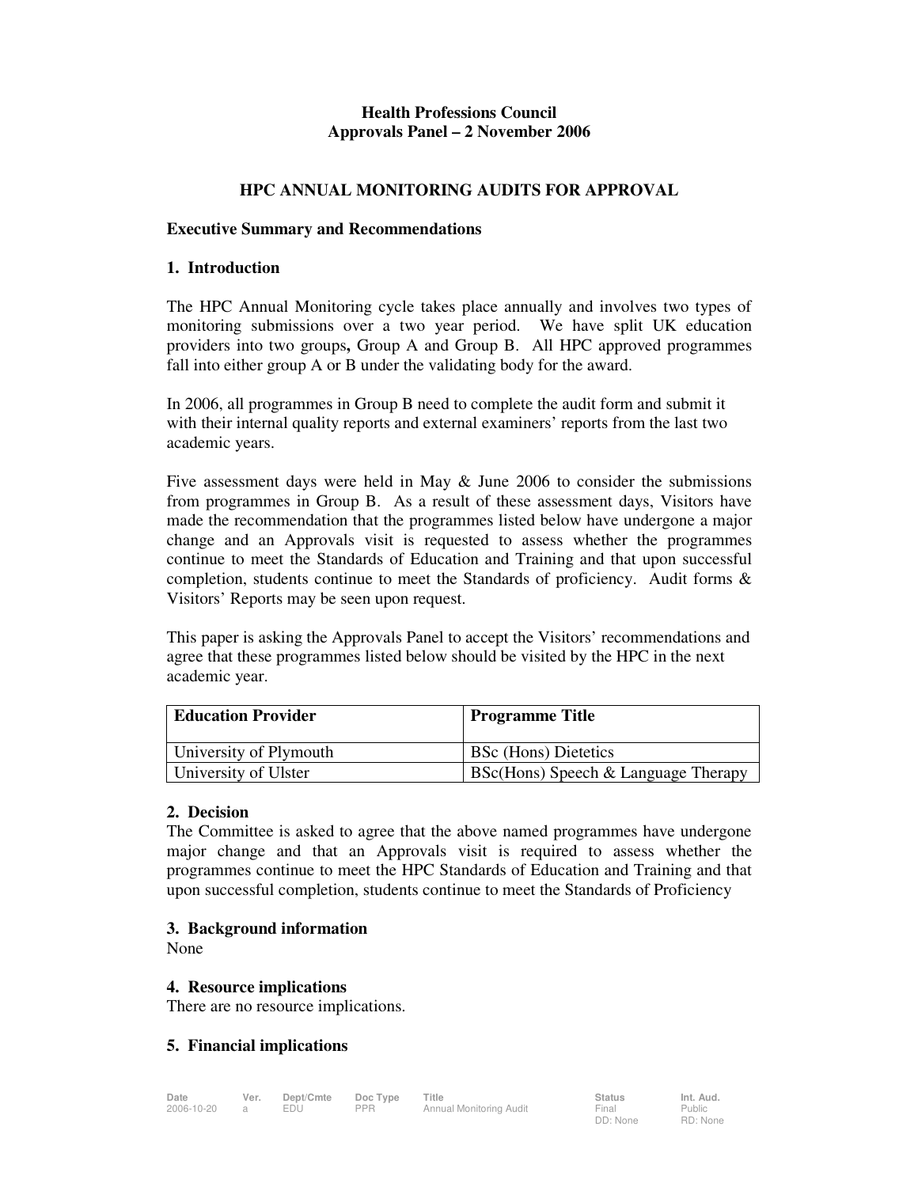**Health Professions Council**
**Approvals Panel – 2 November 2006**

## HPC ANNUAL MONITORING AUDITS FOR APPROVAL

### Executive Summary and Recommendations

### 1. Introduction

The HPC Annual Monitoring cycle takes place annually and involves two types of monitoring submissions over a two year period. We have split UK education providers into two groups**,** Group A and Group B. All HPC approved programmes fall into either group A or B under the validating body for the award.

In 2006, all programmes in Group B need to complete the audit form and submit it with their internal quality reports and external examiners' reports from the last two academic years.

Five assessment days were held in May & June 2006 to consider the submissions from programmes in Group B. As a result of these assessment days, Visitors have made the recommendation that the programmes listed below have undergone a major change and an Approvals visit is requested to assess whether the programmes continue to meet the Standards of Education and Training and that upon successful completion, students continue to meet the Standards of proficiency. Audit forms & Visitors' Reports may be seen upon request.

This paper is asking the Approvals Panel to accept the Visitors' recommendations and agree that these programmes listed below should be visited by the HPC in the next academic year.

| Education Provider | Programme Title |
|---|---|
| University of Plymouth | BSc (Hons) Dietetics |
| University of Ulster | BSc(Hons) Speech & Language Therapy |

### 2. Decision

The Committee is asked to agree that the above named programmes have undergone major change and that an Approvals visit is required to assess whether the programmes continue to meet the HPC Standards of Education and Training and that upon successful completion, students continue to meet the Standards of Proficiency

### 3. Background information

None

### 4. Resource implications

There are no resource implications.

### 5. Financial implications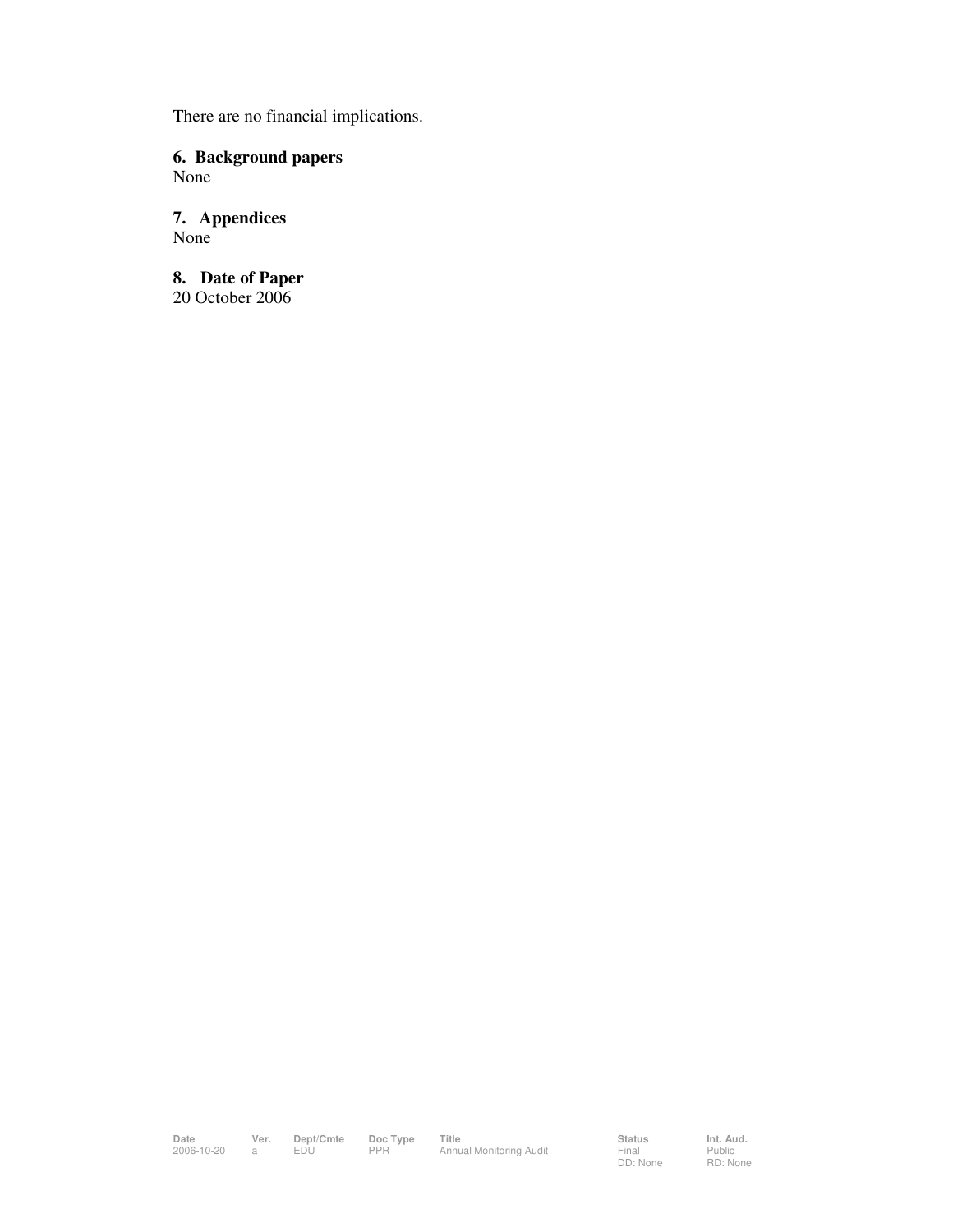There are no financial implications.

**6. Background papers**

None

**7. Appendices**

None

**8. Date of Paper**

20 October 2006